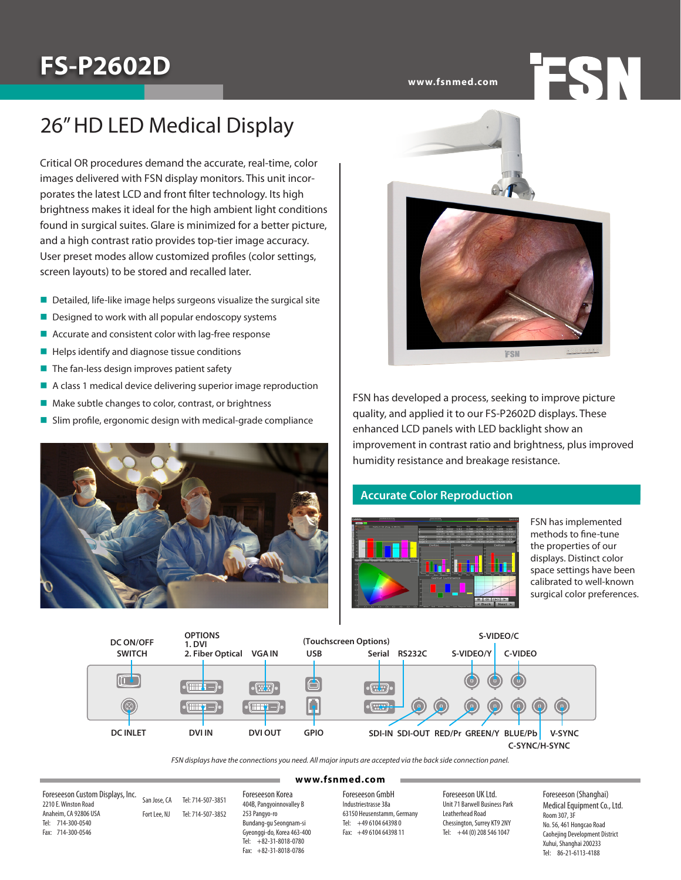# FS-P2602D

www.fsnmed.com

## 26" HD LED Medical Display

Critical OR procedures demand the accurate, real-time, color images delivered with FSN display monitors. This unit incorporates the latest LCD and front filter technology. Its high brightness makes it ideal for the high ambient light conditions found in surgical suites. Glare is minimized for a better picture, and a high contrast ratio provides top-tier image accuracy. User preset modes allow customized profiles (color settings, screen layouts) to be stored and recalled later.

- Detailed, life-like image helps surgeons visualize the surgical site
- Designed to work with all popular endoscopy systems
- Accurate and consistent color with lag-free response
- Helps identify and diagnose tissue conditions
- The fan-less design improves patient safety
- A class 1 medical device delivering superior image reproduction
- Make subtle changes to color, contrast, or brightness
- Slim profile, ergonomic design with medical-grade compliance

FSN has developed a process, seeking to improve picture quality, and applied it to our FS-P2602D displays. These enhanced LCD panels with LED backlight show an improvement in contrast ratio and brightness, plus improved humidity resistance and breakage resistance.

### Accurate Color Reproduction

FSN has implemented methods to fine-tune the properties of our displays. Distinct color space settings have been calibrated to well-known surgical color preferences.

DC ON/OFF SWITCH, DC INLET, OPTIONS 1. DVI 2. Fiber Optical, DVI IN, VGA IN, DVI OUT, (Touchscreen Options) USB, GPIO, Serial, RS232C, S-VIDEO/C, S-VIDEO/Y, C-VIDEO, SDI-IN, SDI-OUT, RED/Pr, GREEN/Y, BLUE/Pb, V-SYNC, C-SYNC/H-SYNC

*FSN displays have the connections you need. All major inputs are accepted via the back side connection panel.*

www.fsnmed.com

Foreseeson Custom Displays, Inc.
2210 E. Winston Road
Anaheim, CA 92806 USA
Tel: 714-300-0540
Fax: 714-300-0546

San Jose, CA Tel: 714-507-3851
Fort Lee, NJ Tel: 714-507-3852

Foreseeson Korea
404B, Pangyoinnovalley B
253 Pangyo-ro
Bundang-gu Seongnam-si
Gyeonggi-do, Korea 463-400
Tel: +82-31-8018-0780
Fax: +82-31-8018-0786

Foreseeson GmbH
Industriestrasse 38a
63150 Heusenstamm, Germany
Tel: +49 6104 64398 0
Fax: +49 6104 64398 11

Foreseeson UK Ltd.
Unit 71 Barwell Business Park
Leatherhead Road
Chessington, Surrey KT9 2NY
Tel: +44 (0) 208 546 1047

Foreseeson (Shanghai) Medical Equipment Co., Ltd.
Room 307, 3F
No. 56, 461 Hongcao Road
Caohejing Development District
Xuhui, Shanghai 200233
Tel: 86-21-6113-4188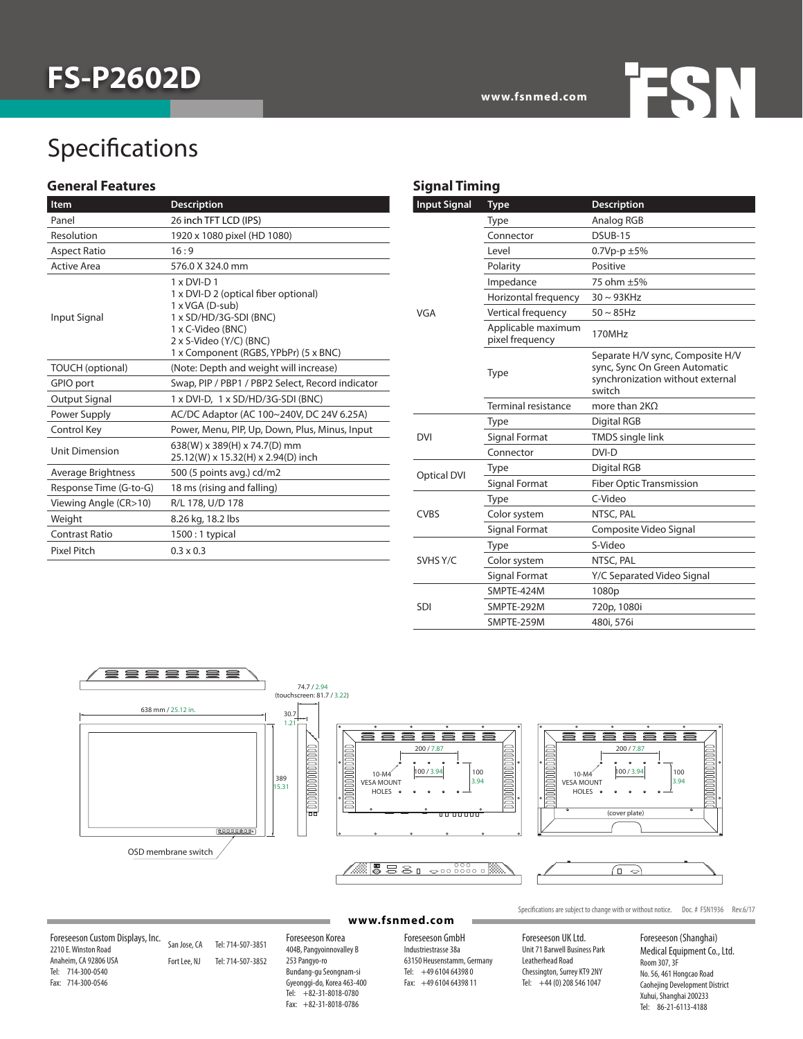# FS-P2602D

www.fsnmed.com

## Specifications

### General Features

| Item | Description |
|---|---|
| Panel | 26 inch TFT LCD (IPS) |
| Resolution | 1920 x 1080 pixel (HD 1080) |
| Aspect Ratio | 16 : 9 |
| Active Area | 576.0 X 324.0 mm |
| Input Signal | 1 x DVI-D 1<br>1 x DVI-D 2 (optical fiber optional)<br>1 x VGA (D-sub)<br>1 x SD/HD/3G-SDI (BNC)<br>1 x C-Video (BNC)<br>2 x S-Video (Y/C) (BNC)<br>1 x Component (RGBS, YPbPr) (5 x BNC) |
| TOUCH (optional) | (Note: Depth and weight will increase) |
| GPIO port | Swap, PIP / PBP1 / PBP2 Select, Record indicator |
| Output Signal | 1 x DVI-D, 1 x SD/HD/3G-SDI (BNC) |
| Power Supply | AC/DC Adaptor (AC 100~240V, DC 24V 6.25A) |
| Control Key | Power, Menu, PIP, Up, Down, Plus, Minus, Input |
| Unit Dimension | 638(W) x 389(H) x 74.7(D) mm<br>25.12(W) x 15.32(H) x 2.94(D) inch |
| Average Brightness | 500 (5 points avg.) cd/m2 |
| Response Time (G-to-G) | 18 ms (rising and falling) |
| Viewing Angle (CR>10) | R/L 178, U/D 178 |
| Weight | 8.26 kg, 18.2 lbs |
| Contrast Ratio | 1500 : 1 typical |
| Pixel Pitch | 0.3 x 0.3 |

### Signal Timing

| Input Signal | Type | Description |
|---|---|---|
| VGA | Type | Analog RGB |
| | Connector | DSUB-15 |
| | Level | 0.7Vp-p ±5% |
| | Polarity | Positive |
| | Impedance | 75 ohm ±5% |
| | Horizontal frequency | 30 ~ 93KHz |
| | Vertical frequency | 50 ~ 85Hz |
| | Applicable maximum pixel frequency | 170MHz |
| | Type | Separate H/V sync, Composite H/V sync, Sync On Green Automatic synchronization without external switch |
| | Terminal resistance | more than 2KΩ |
| DVI | Type | Digital RGB |
| | Signal Format | TMDS single link |
| | Connector | DVI-D |
| Optical DVI | Type | Digital RGB |
| | Signal Format | Fiber Optic Transmission |
| CVBS | Type | C-Video |
| | Color system | NTSC, PAL |
| | Signal Format | Composite Video Signal |
| SVHS Y/C | Type | S-Video |
| | Color system | NTSC, PAL |
| | Signal Format | Y/C Separated Video Signal |
| SDI | SMPTE-424M | 1080p |
| | SMPTE-292M | 720p, 1080i |
| | SMPTE-259M | 480i, 576i |

638 mm / 25.12 in.

74.7 / 2.94
(touchscreen: 81.7 / 3.22)

30.7
1.21

389
15.31

OSD membrane switch

200 / 7.87

100 / 3.94

100
3.94

10-M4
VESA MOUNT
HOLES

(cover plate)

Specifications are subject to change with or without notice. Doc. # FSN1936 Rev.6/17

www.fsnmed.com

**Foreseeson Custom Displays, Inc.**
2210 E. Winston Road
Anaheim, CA 92806 USA
Tel: 714-300-0540
Fax: 714-300-0546

San Jose, CA Tel: 714-507-3851
Fort Lee, NJ Tel: 714-507-3852

**Foreseeson Korea**
404B, Pangyoinnovalley B
253 Pangyo-ro
Bundang-gu Seongnam-si
Gyeonggi-do, Korea 463-400
Tel: +82-31-8018-0780
Fax: +82-31-8018-0786

**Foreseeson GmbH**
Industriestrasse 38a
63150 Heusenstamm, Germany
Tel: +49 6104 64398 0
Fax: +49 6104 64398 11

**Foreseeson UK Ltd.**
Unit 71 Barwell Business Park
Leatherhead Road
Chessington, Surrey KT9 2NY
Tel: +44 (0) 208 546 1047

**Foreseeson (Shanghai) Medical Equipment Co., Ltd.**
Room 307, 3F
No. 56, 461 Hongcao Road
Caohejing Development District
Xuhui, Shanghai 200233
Tel: 86-21-6113-4188